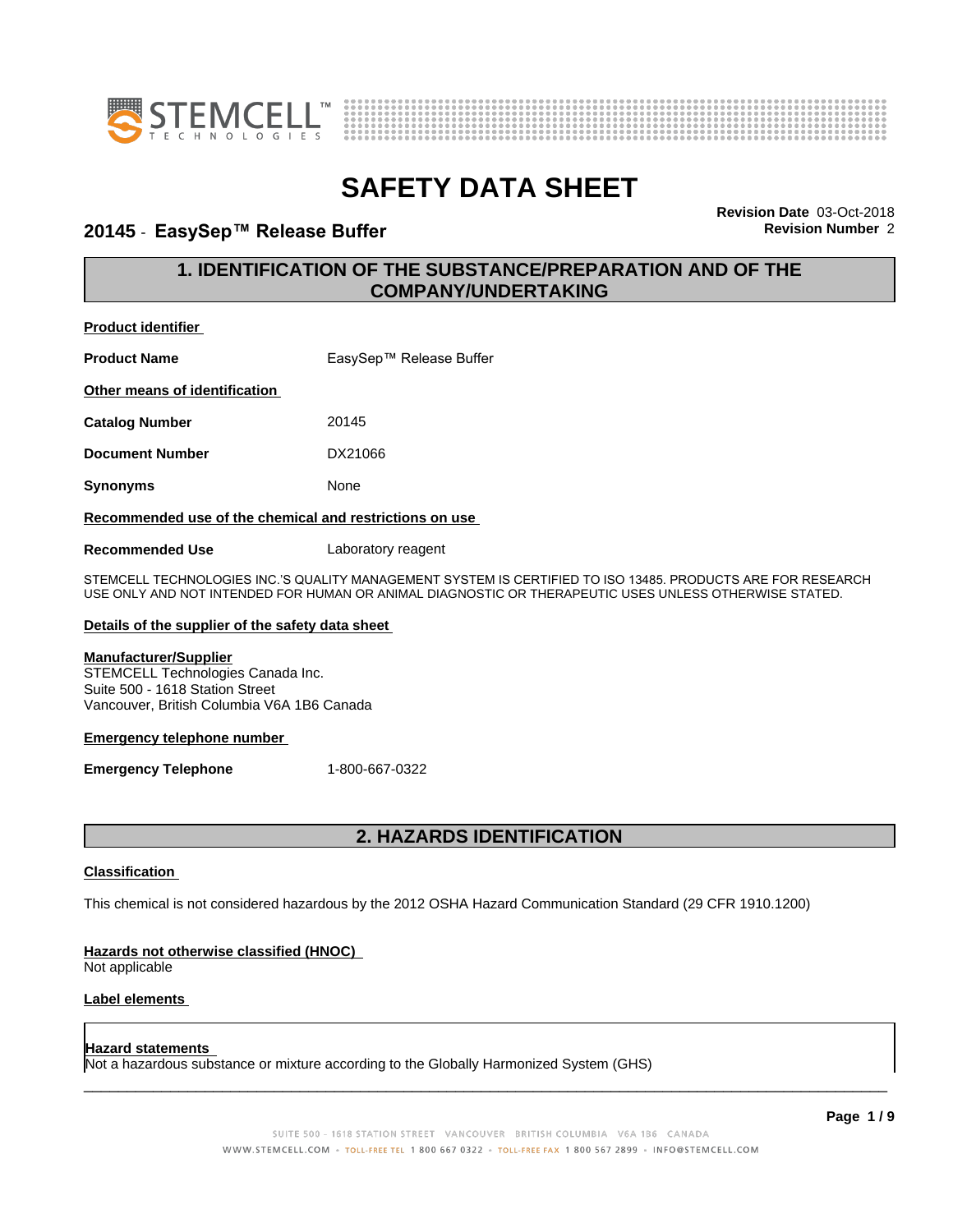# SAFETY DATA SHEET

## 20145 - EasySep™ Release Buffer

**Revision Date** 03-Oct-2018
**Revision Number** 2

## 1. IDENTIFICATION OF THE SUBSTANCE/PREPARATION AND OF THE COMPANY/UNDERTAKING

**Product identifier**

| | |
|---|---|
| **Product Name** | EasySep™ Release Buffer |

**Other means of identification**

| | |
|---|---|
| **Catalog Number** | 20145 |
| **Document Number** | DX21066 |
| **Synonyms** | None |

**Recommended use of the chemical and restrictions on use**

| | |
|---|---|
| **Recommended Use** | Laboratory reagent |

STEMCELL TECHNOLOGIES INC.'S QUALITY MANAGEMENT SYSTEM IS CERTIFIED TO ISO 13485. PRODUCTS ARE FOR RESEARCH USE ONLY AND NOT INTENDED FOR HUMAN OR ANIMAL DIAGNOSTIC OR THERAPEUTIC USES UNLESS OTHERWISE STATED.

**Details of the supplier of the safety data sheet**

**Manufacturer/Supplier**
STEMCELL Technologies Canada Inc.
Suite 500 - 1618 Station Street
Vancouver, British Columbia V6A 1B6 Canada

**Emergency telephone number**

| | |
|---|---|
| **Emergency Telephone** | 1-800-667-0322 |

## 2. HAZARDS IDENTIFICATION

**Classification**

This chemical is not considered hazardous by the 2012 OSHA Hazard Communication Standard (29 CFR 1910.1200)

**Hazards not otherwise classified (HNOC)**
Not applicable

**Label elements**

**Hazard statements**
Not a hazardous substance or mixture according to the Globally Harmonized System (GHS)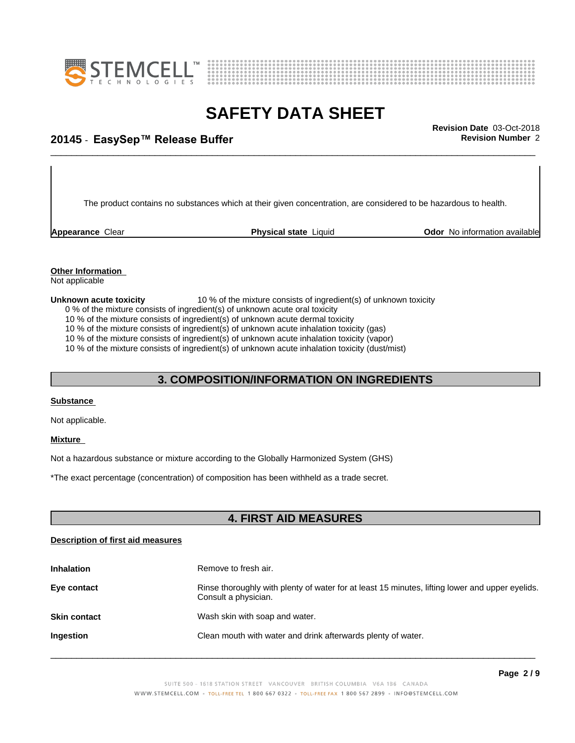The product contains no substances which at their given concentration, are considered to be hazardous to health.

| **Appearance** Clear | **Physical state** Liquid | **Odor** No information available |
| --- | --- | --- |

**Other Information**

Not applicable

**Unknown acute toxicity** 10 % of the mixture consists of ingredient(s) of unknown toxicity

0 % of the mixture consists of ingredient(s) of unknown acute oral toxicity
10 % of the mixture consists of ingredient(s) of unknown acute dermal toxicity
10 % of the mixture consists of ingredient(s) of unknown acute inhalation toxicity (gas)
10 % of the mixture consists of ingredient(s) of unknown acute inhalation toxicity (vapor)
10 % of the mixture consists of ingredient(s) of unknown acute inhalation toxicity (dust/mist)

## 3. COMPOSITION/INFORMATION ON INGREDIENTS

**Substance**

Not applicable.

**Mixture**

Not a hazardous substance or mixture according to the Globally Harmonized System (GHS)

*The exact percentage (concentration) of composition has been withheld as a trade secret.

## 4. FIRST AID MEASURES

**Description of first aid measures**

| | |
| --- | --- |
| **Inhalation** | Remove to fresh air. |
| **Eye contact** | Rinse thoroughly with plenty of water for at least 15 minutes, lifting lower and upper eyelids. Consult a physician. |
| **Skin contact** | Wash skin with soap and water. |
| **Ingestion** | Clean mouth with water and drink afterwards plenty of water. |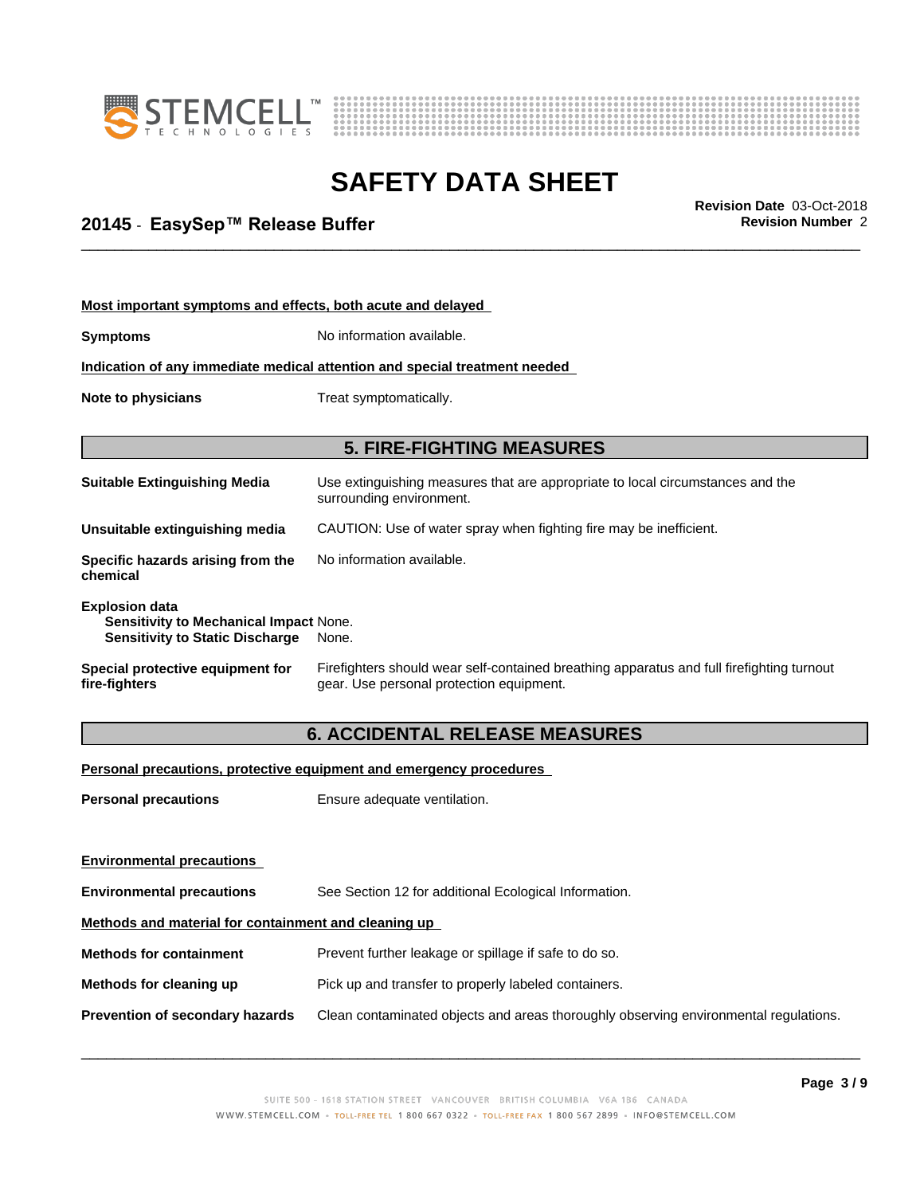**Most important symptoms and effects, both acute and delayed**

**Symptoms** No information available.

**Indication of any immediate medical attention and special treatment needed**

**Note to physicians** Treat symptomatically.

## 5. FIRE-FIGHTING MEASURES

**Suitable Extinguishing Media** Use extinguishing measures that are appropriate to local circumstances and the surrounding environment.

**Unsuitable extinguishing media** CAUTION: Use of water spray when fighting fire may be inefficient.

**Specific hazards arising from the chemical** No information available.

**Explosion data**
**Sensitivity to Mechanical Impact** None.
**Sensitivity to Static Discharge** None.

**Special protective equipment for fire-fighters** Firefighters should wear self-contained breathing apparatus and full firefighting turnout gear. Use personal protection equipment.

## 6. ACCIDENTAL RELEASE MEASURES

**Personal precautions, protective equipment and emergency procedures**

**Personal precautions** Ensure adequate ventilation.

**Environmental precautions**

**Environmental precautions** See Section 12 for additional Ecological Information.

**Methods and material for containment and cleaning up**

**Methods for containment** Prevent further leakage or spillage if safe to do so.

**Methods for cleaning up** Pick up and transfer to properly labeled containers.

**Prevention of secondary hazards** Clean contaminated objects and areas thoroughly observing environmental regulations.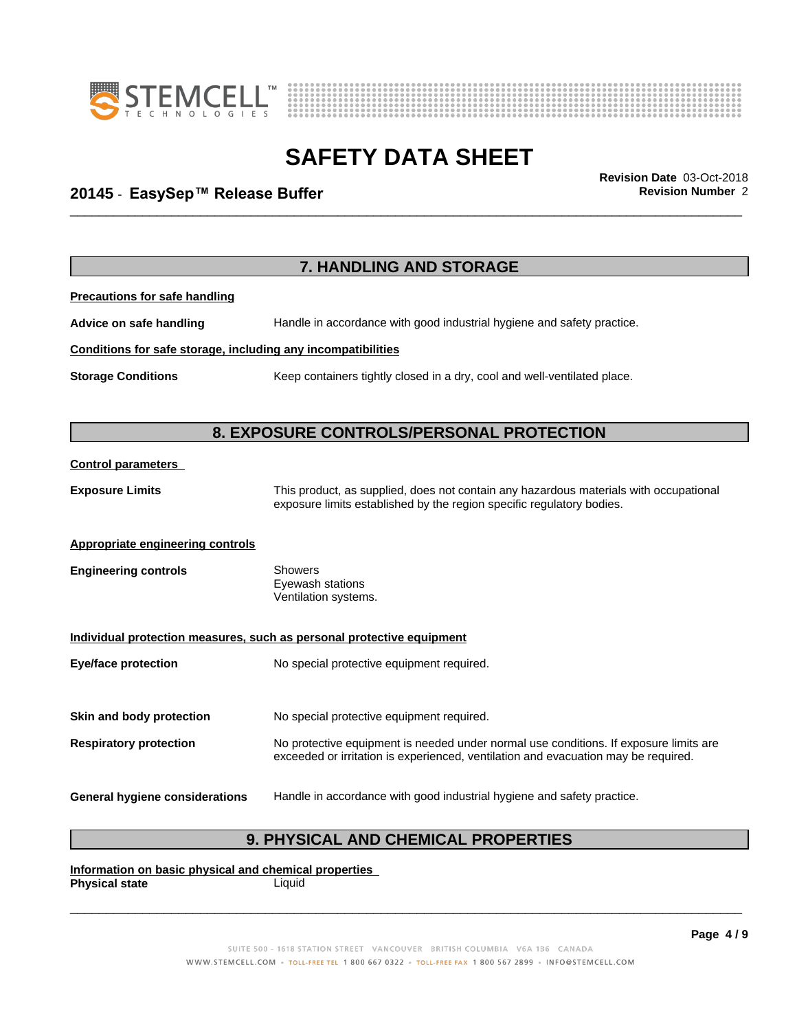## 7. HANDLING AND STORAGE

**Precautions for safe handling**

**Advice on safe handling** Handle in accordance with good industrial hygiene and safety practice.

**Conditions for safe storage, including any incompatibilities**

**Storage Conditions** Keep containers tightly closed in a dry, cool and well-ventilated place.

## 8. EXPOSURE CONTROLS/PERSONAL PROTECTION

**Control parameters**

**Exposure Limits** This product, as supplied, does not contain any hazardous materials with occupational exposure limits established by the region specific regulatory bodies.

**Appropriate engineering controls**

**Engineering controls** Showers
Eyewash stations
Ventilation systems.

**Individual protection measures, such as personal protective equipment**

**Eye/face protection** No special protective equipment required.

**Skin and body protection** No special protective equipment required.

**Respiratory protection** No protective equipment is needed under normal use conditions. If exposure limits are exceeded or irritation is experienced, ventilation and evacuation may be required.

**General hygiene considerations** Handle in accordance with good industrial hygiene and safety practice.

## 9. PHYSICAL AND CHEMICAL PROPERTIES

**Information on basic physical and chemical properties**

**Physical state** Liquid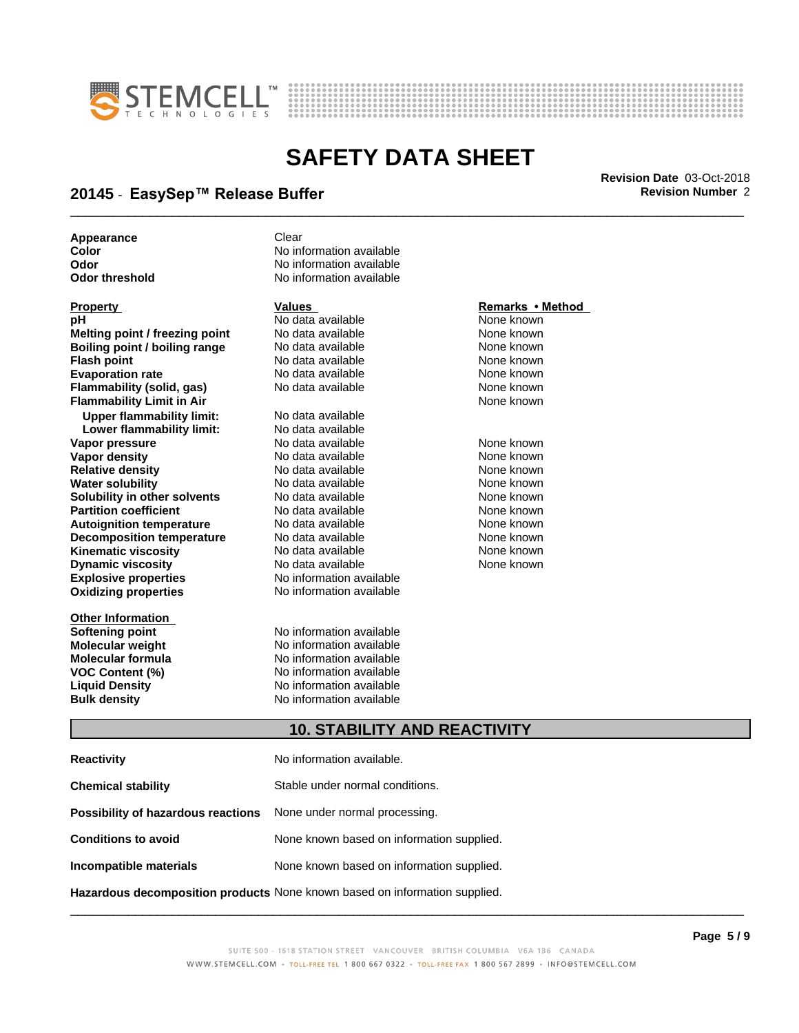| | |
|---|---|
| **Appearance** | Clear |
| **Color** | No information available |
| **Odor** | No information available |
| **Odor threshold** | No information available |

| Property | Values | Remarks • Method |
|---|---|---|
| **pH** | No data available | None known |
| **Melting point / freezing point** | No data available | None known |
| **Boiling point / boiling range** | No data available | None known |
| **Flash point** | No data available | None known |
| **Evaporation rate** | No data available | None known |
| **Flammability (solid, gas)** | No data available | None known |
| **Flammability Limit in Air** | | None known |
| **Upper flammability limit:** | No data available | |
| **Lower flammability limit:** | No data available | |
| **Vapor pressure** | No data available | None known |
| **Vapor density** | No data available | None known |
| **Relative density** | No data available | None known |
| **Water solubility** | No data available | None known |
| **Solubility in other solvents** | No data available | None known |
| **Partition coefficient** | No data available | None known |
| **Autoignition temperature** | No data available | None known |
| **Decomposition temperature** | No data available | None known |
| **Kinematic viscosity** | No data available | None known |
| **Dynamic viscosity** | No data available | None known |
| **Explosive properties** | No information available | |
| **Oxidizing properties** | No information available | |

| Other Information | |
|---|---|
| **Softening point** | No information available |
| **Molecular weight** | No information available |
| **Molecular formula** | No information available |
| **VOC Content (%)** | No information available |
| **Liquid Density** | No information available |
| **Bulk density** | No information available |

## 10. STABILITY AND REACTIVITY

| | |
|---|---|
| **Reactivity** | No information available. |
| **Chemical stability** | Stable under normal conditions. |
| **Possibility of hazardous reactions** | None under normal processing. |
| **Conditions to avoid** | None known based on information supplied. |
| **Incompatible materials** | None known based on information supplied. |
| **Hazardous decomposition products** | None known based on information supplied. |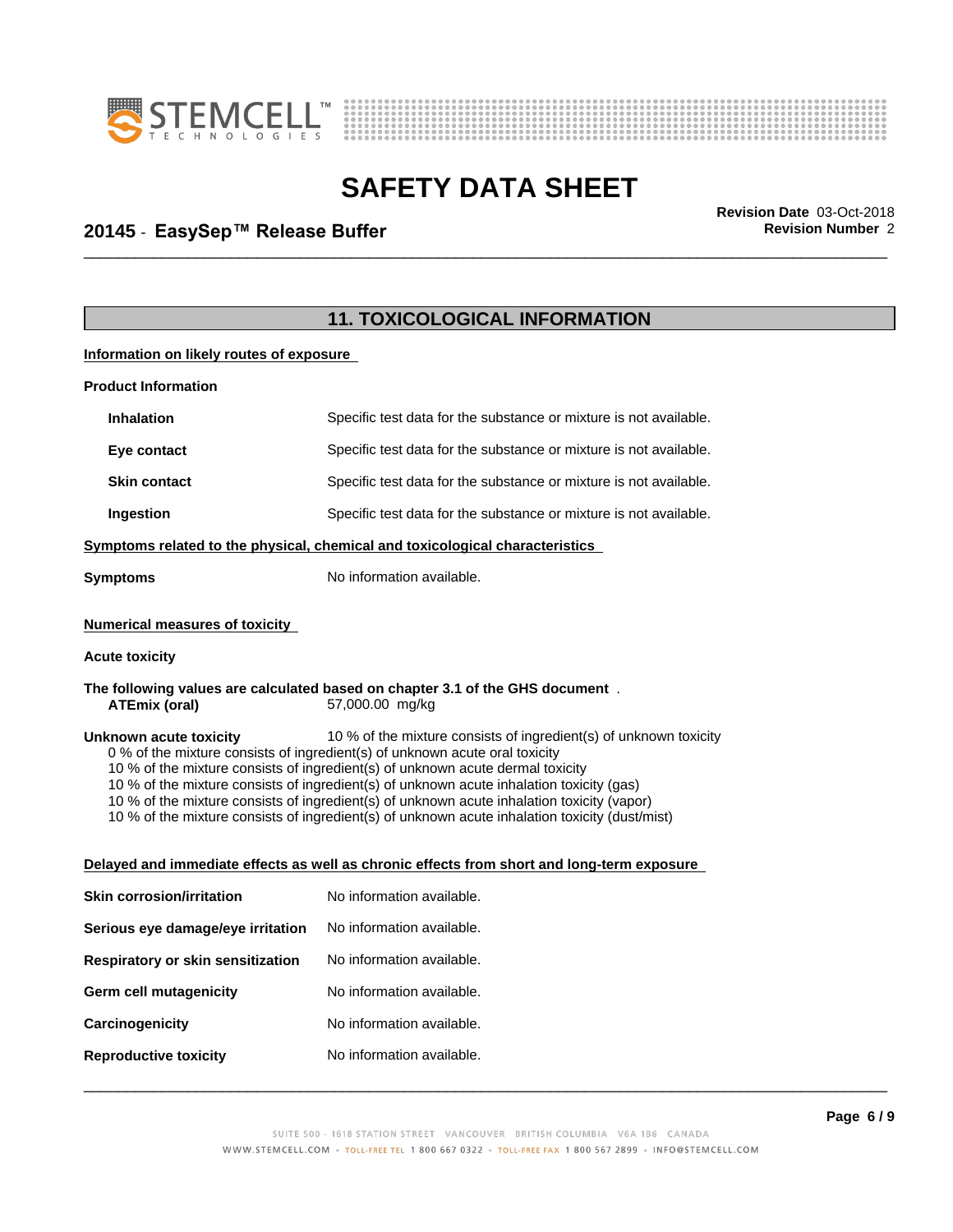## 11. TOXICOLOGICAL INFORMATION

**Information on likely routes of exposure**

**Product Information**

| | |
|---|---|
| **Inhalation** | Specific test data for the substance or mixture is not available. |
| **Eye contact** | Specific test data for the substance or mixture is not available. |
| **Skin contact** | Specific test data for the substance or mixture is not available. |
| **Ingestion** | Specific test data for the substance or mixture is not available. |

**Symptoms related to the physical, chemical and toxicological characteristics**

**Symptoms** No information available.

**Numerical measures of toxicity**

**Acute toxicity**

**The following values are calculated based on chapter 3.1 of the GHS document** .

**ATEmix (oral)** 57,000.00 mg/kg

**Unknown acute toxicity** 10 % of the mixture consists of ingredient(s) of unknown toxicity

0 % of the mixture consists of ingredient(s) of unknown acute oral toxicity
10 % of the mixture consists of ingredient(s) of unknown acute dermal toxicity
10 % of the mixture consists of ingredient(s) of unknown acute inhalation toxicity (gas)
10 % of the mixture consists of ingredient(s) of unknown acute inhalation toxicity (vapor)
10 % of the mixture consists of ingredient(s) of unknown acute inhalation toxicity (dust/mist)

**Delayed and immediate effects as well as chronic effects from short and long-term exposure**

| | |
|---|---|
| **Skin corrosion/irritation** | No information available. |
| **Serious eye damage/eye irritation** | No information available. |
| **Respiratory or skin sensitization** | No information available. |
| **Germ cell mutagenicity** | No information available. |
| **Carcinogenicity** | No information available. |
| **Reproductive toxicity** | No information available. |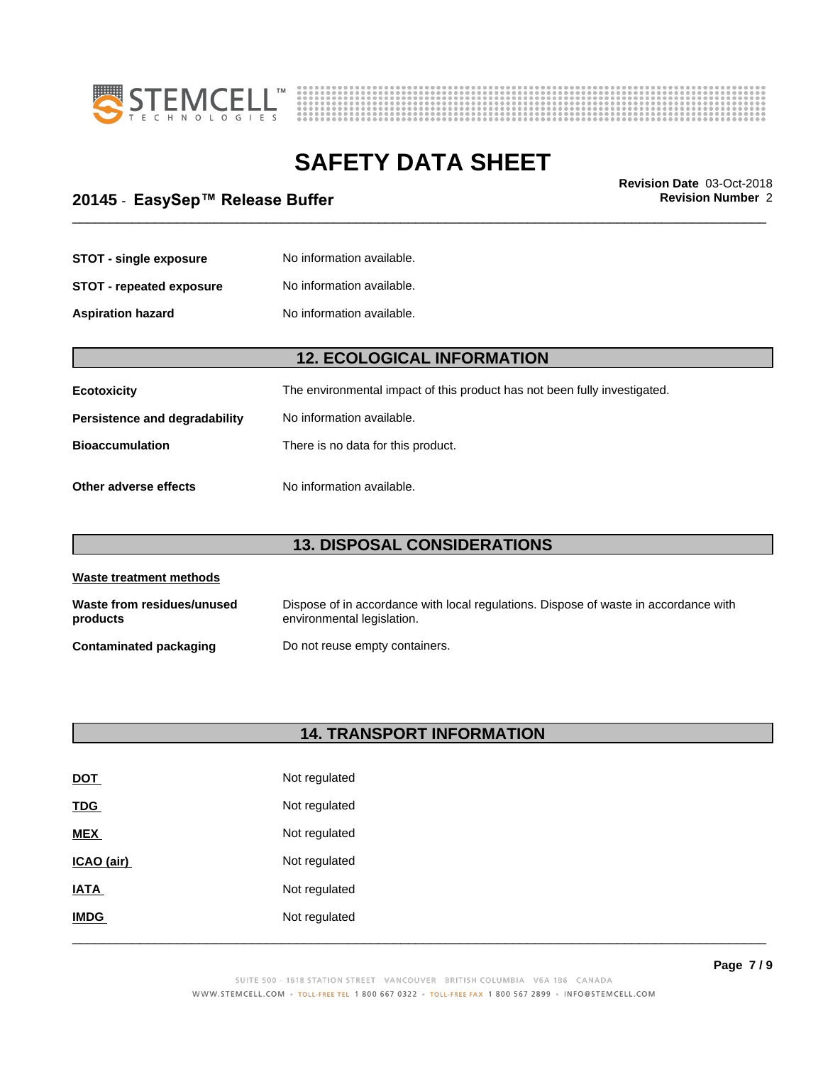| | |
|---|---|
| **STOT - single exposure** | No information available. |
| **STOT - repeated exposure** | No information available. |
| **Aspiration hazard** | No information available. |

## 12. ECOLOGICAL INFORMATION

| | |
|---|---|
| **Ecotoxicity** | The environmental impact of this product has not been fully investigated. |
| **Persistence and degradability** | No information available. |
| **Bioaccumulation** | There is no data for this product. |
| **Other adverse effects** | No information available. |

## 13. DISPOSAL CONSIDERATIONS

**Waste treatment methods**

| | |
|---|---|
| **Waste from residues/unused products** | Dispose of in accordance with local regulations. Dispose of waste in accordance with environmental legislation. |
| **Contaminated packaging** | Do not reuse empty containers. |

## 14. TRANSPORT INFORMATION

| | |
|---|---|
| **DOT** | Not regulated |
| **TDG** | Not regulated |
| **MEX** | Not regulated |
| **ICAO (air)** | Not regulated |
| **IATA** | Not regulated |
| **IMDG** | Not regulated |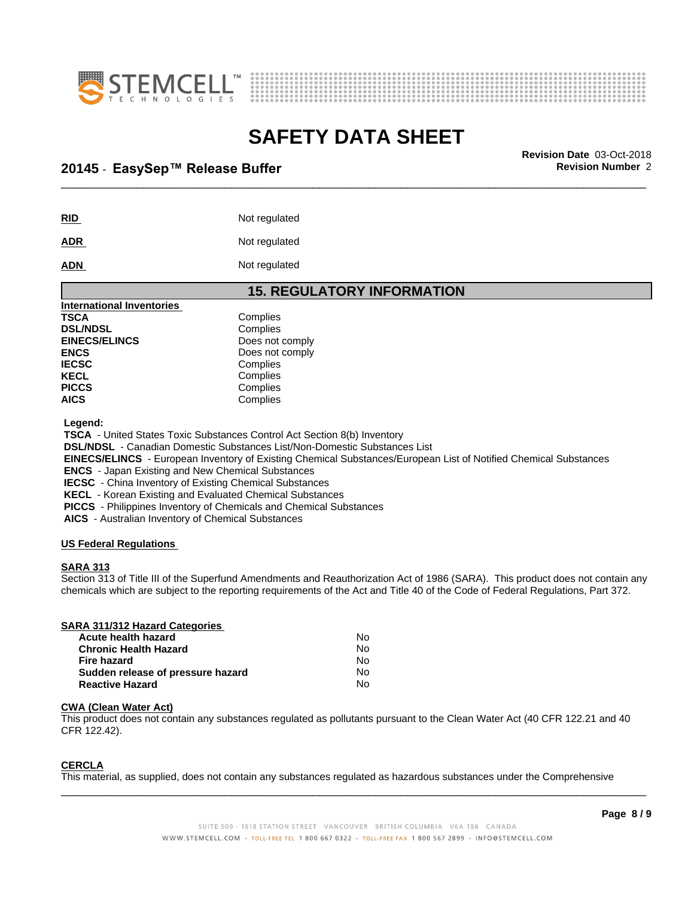**RID** Not regulated

**ADR** Not regulated

**ADN** Not regulated

## 15. REGULATORY INFORMATION

**International Inventories**

| | |
|---|---|
| **TSCA** | Complies |
| **DSL/NDSL** | Complies |
| **EINECS/ELINCS** | Does not comply |
| **ENCS** | Does not comply |
| **IECSC** | Complies |
| **KECL** | Complies |
| **PICCS** | Complies |
| **AICS** | Complies |

**Legend:**

**TSCA** - United States Toxic Substances Control Act Section 8(b) Inventory
**DSL/NDSL** - Canadian Domestic Substances List/Non-Domestic Substances List
**EINECS/ELINCS** - European Inventory of Existing Chemical Substances/European List of Notified Chemical Substances
**ENCS** - Japan Existing and New Chemical Substances
**IECSC** - China Inventory of Existing Chemical Substances
**KECL** - Korean Existing and Evaluated Chemical Substances
**PICCS** - Philippines Inventory of Chemicals and Chemical Substances
**AICS** - Australian Inventory of Chemical Substances

**US Federal Regulations**

**SARA 313**
Section 313 of Title III of the Superfund Amendments and Reauthorization Act of 1986 (SARA). This product does not contain any chemicals which are subject to the reporting requirements of the Act and Title 40 of the Code of Federal Regulations, Part 372.

**SARA 311/312 Hazard Categories**

| | |
|---|---|
| **Acute health hazard** | No |
| **Chronic Health Hazard** | No |
| **Fire hazard** | No |
| **Sudden release of pressure hazard** | No |
| **Reactive Hazard** | No |

**CWA (Clean Water Act)**
This product does not contain any substances regulated as pollutants pursuant to the Clean Water Act (40 CFR 122.21 and 40 CFR 122.42).

**CERCLA**
This material, as supplied, does not contain any substances regulated as hazardous substances under the Comprehensive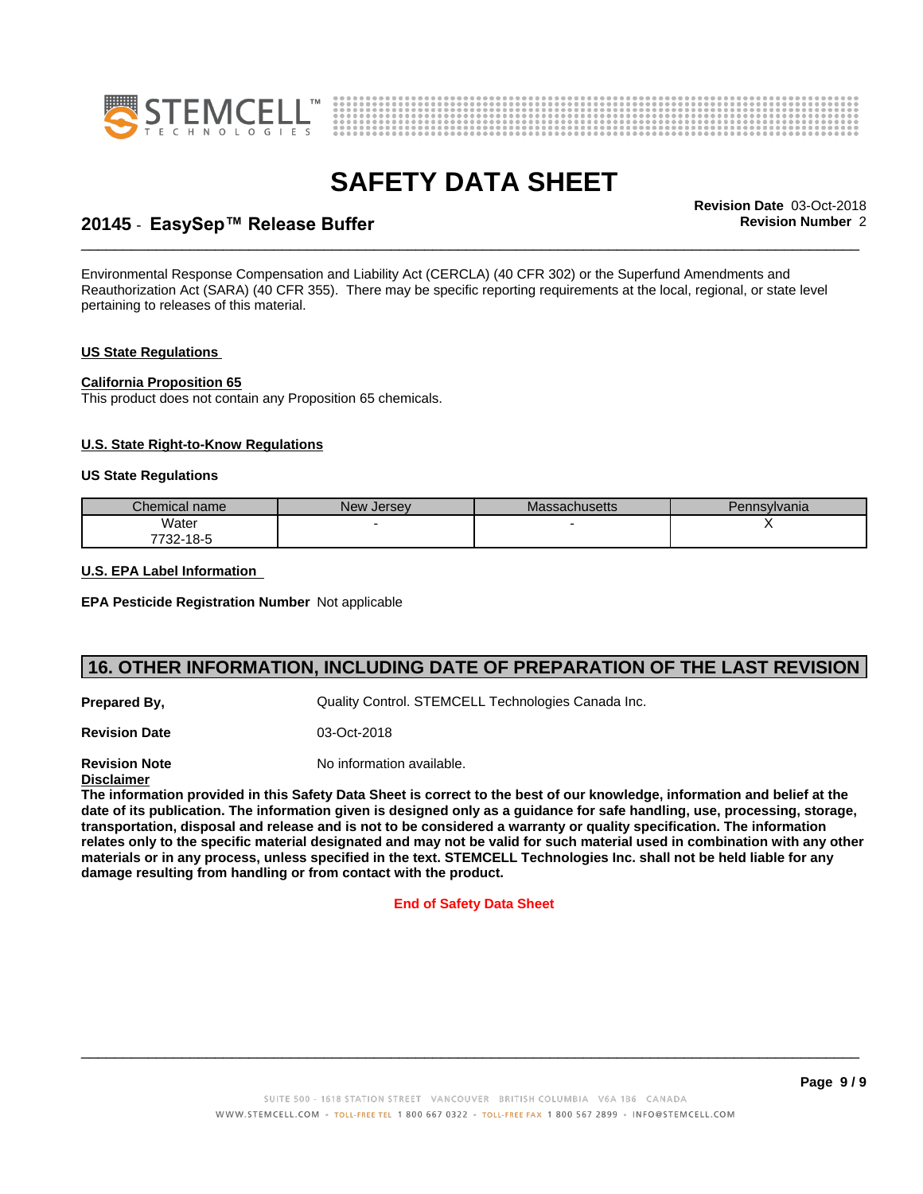Environmental Response Compensation and Liability Act (CERCLA) (40 CFR 302) or the Superfund Amendments and Reauthorization Act (SARA) (40 CFR 355). There may be specific reporting requirements at the local, regional, or state level pertaining to releases of this material.

**US State Regulations**

**California Proposition 65**

This product does not contain any Proposition 65 chemicals.

**U.S. State Right-to-Know Regulations**

**US State Regulations**

| Chemical name | New Jersey | Massachusetts | Pennsylvania |
|---|---|---|---|
| Water<br>7732-18-5 | - | - | X |

**U.S. EPA Label Information**

**EPA Pesticide Registration Number** Not applicable

## 16. OTHER INFORMATION, INCLUDING DATE OF PREPARATION OF THE LAST REVISION

**Prepared By,** Quality Control. STEMCELL Technologies Canada Inc.

**Revision Date** 03-Oct-2018

**Revision Note** No information available.

**Disclaimer**

**The information provided in this Safety Data Sheet is correct to the best of our knowledge, information and belief at the date of its publication. The information given is designed only as a guidance for safe handling, use, processing, storage, transportation, disposal and release and is not to be considered a warranty or quality specification. The information relates only to the specific material designated and may not be valid for such material used in combination with any other materials or in any process, unless specified in the text. STEMCELL Technologies Inc. shall not be held liable for any damage resulting from handling or from contact with the product.**

**End of Safety Data Sheet**